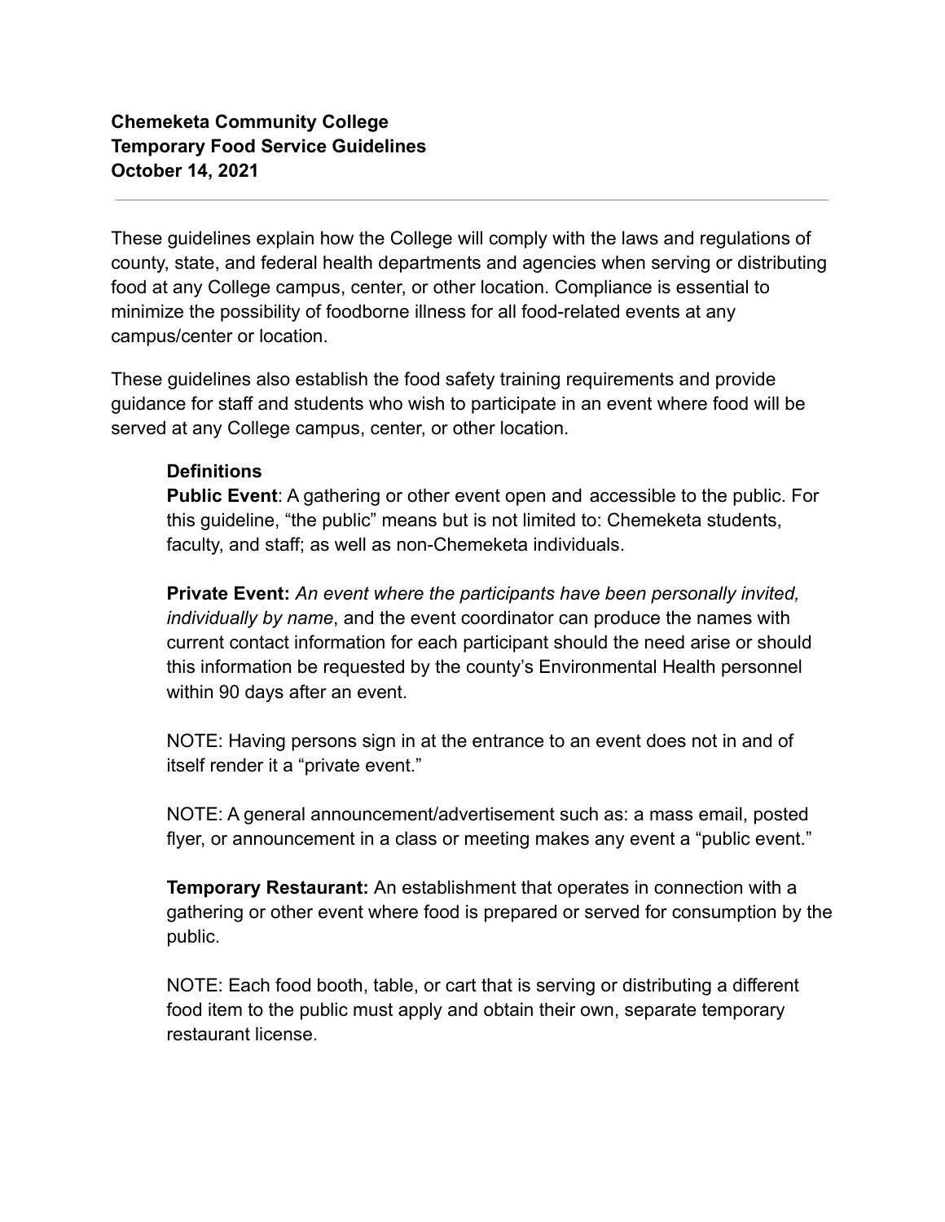**Chemeketa Community College**
**Temporary Food Service Guidelines**
**October 14, 2021**

---

These guidelines explain how the College will comply with the laws and regulations of county, state, and federal health departments and agencies when serving or distributing food at any College campus, center, or other location. Compliance is essential to minimize the possibility of foodborne illness for all food-related events at any campus/center or location.

These guidelines also establish the food safety training requirements and provide guidance for staff and students who wish to participate in an event where food will be served at any College campus, center, or other location.

### Definitions

**Public Event**: A gathering or other event open and accessible to the public. For this guideline, "the public" means but is not limited to: Chemeketa students, faculty, and staff; as well as non-Chemeketa individuals.

**Private Event:** *An event where the participants have been personally invited, individually by name*, and the event coordinator can produce the names with current contact information for each participant should the need arise or should this information be requested by the county's Environmental Health personnel within 90 days after an event.

NOTE: Having persons sign in at the entrance to an event does not in and of itself render it a "private event."

NOTE: A general announcement/advertisement such as: a mass email, posted flyer, or announcement in a class or meeting makes any event a "public event."

**Temporary Restaurant:** An establishment that operates in connection with a gathering or other event where food is prepared or served for consumption by the public.

NOTE: Each food booth, table, or cart that is serving or distributing a different food item to the public must apply and obtain their own, separate temporary restaurant license.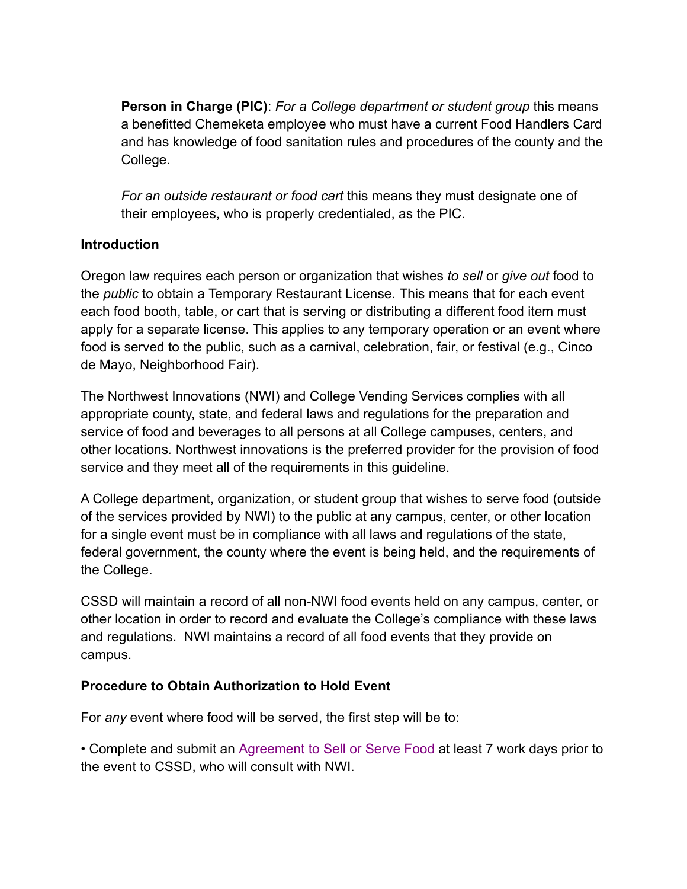**Person in Charge (PIC)**: *For a College department or student group* this means a benefitted Chemeketa employee who must have a current Food Handlers Card and has knowledge of food sanitation rules and procedures of the county and the College.

*For an outside restaurant or food cart* this means they must designate one of their employees, who is properly credentialed, as the PIC.

**Introduction**

Oregon law requires each person or organization that wishes *to sell* or *give out* food to the *public* to obtain a Temporary Restaurant License. This means that for each event each food booth, table, or cart that is serving or distributing a different food item must apply for a separate license. This applies to any temporary operation or an event where food is served to the public, such as a carnival, celebration, fair, or festival (e.g., Cinco de Mayo, Neighborhood Fair).

The Northwest Innovations (NWI) and College Vending Services complies with all appropriate county, state, and federal laws and regulations for the preparation and service of food and beverages to all persons at all College campuses, centers, and other locations. Northwest innovations is the preferred provider for the provision of food service and they meet all of the requirements in this guideline.

A College department, organization, or student group that wishes to serve food (outside of the services provided by NWI) to the public at any campus, center, or other location for a single event must be in compliance with all laws and regulations of the state, federal government, the county where the event is being held, and the requirements of the College.

CSSD will maintain a record of all non-NWI food events held on any campus, center, or other location in order to record and evaluate the College's compliance with these laws and regulations. NWI maintains a record of all food events that they provide on campus.

**Procedure to Obtain Authorization to Hold Event**

For *any* event where food will be served, the first step will be to:

• Complete and submit an Agreement to Sell or Serve Food at least 7 work days prior to the event to CSSD, who will consult with NWI.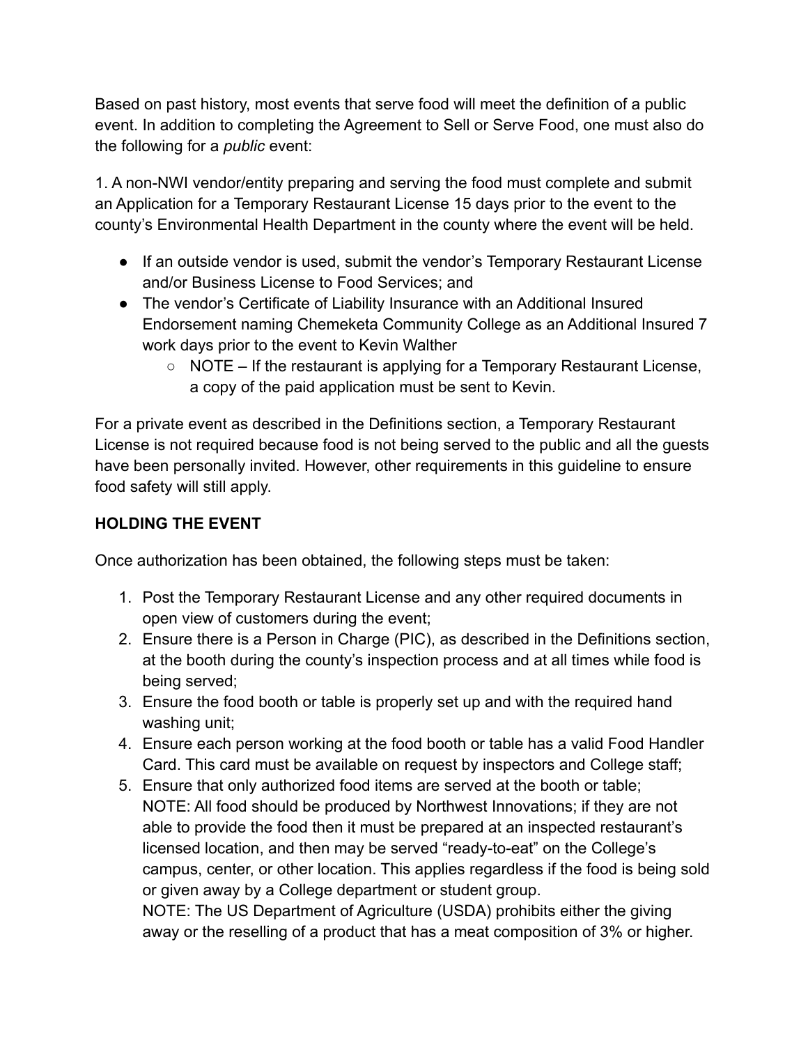Based on past history, most events that serve food will meet the definition of a public event. In addition to completing the Agreement to Sell or Serve Food, one must also do the following for a *public* event:

1. A non-NWI vendor/entity preparing and serving the food must complete and submit an Application for a Temporary Restaurant License 15 days prior to the event to the county's Environmental Health Department in the county where the event will be held.

- If an outside vendor is used, submit the vendor's Temporary Restaurant License and/or Business License to Food Services; and
- The vendor's Certificate of Liability Insurance with an Additional Insured Endorsement naming Chemeketa Community College as an Additional Insured 7 work days prior to the event to Kevin Walther
  - NOTE – If the restaurant is applying for a Temporary Restaurant License, a copy of the paid application must be sent to Kevin.

For a private event as described in the Definitions section, a Temporary Restaurant License is not required because food is not being served to the public and all the guests have been personally invited. However, other requirements in this guideline to ensure food safety will still apply.

**HOLDING THE EVENT**

Once authorization has been obtained, the following steps must be taken:

1. Post the Temporary Restaurant License and any other required documents in open view of customers during the event;
2. Ensure there is a Person in Charge (PIC), as described in the Definitions section, at the booth during the county's inspection process and at all times while food is being served;
3. Ensure the food booth or table is properly set up and with the required hand washing unit;
4. Ensure each person working at the food booth or table has a valid Food Handler Card. This card must be available on request by inspectors and College staff;
5. Ensure that only authorized food items are served at the booth or table;
   NOTE: All food should be produced by Northwest Innovations; if they are not able to provide the food then it must be prepared at an inspected restaurant's licensed location, and then may be served "ready-to-eat" on the College's campus, center, or other location. This applies regardless if the food is being sold or given away by a College department or student group.
   NOTE: The US Department of Agriculture (USDA) prohibits either the giving away or the reselling of a product that has a meat composition of 3% or higher.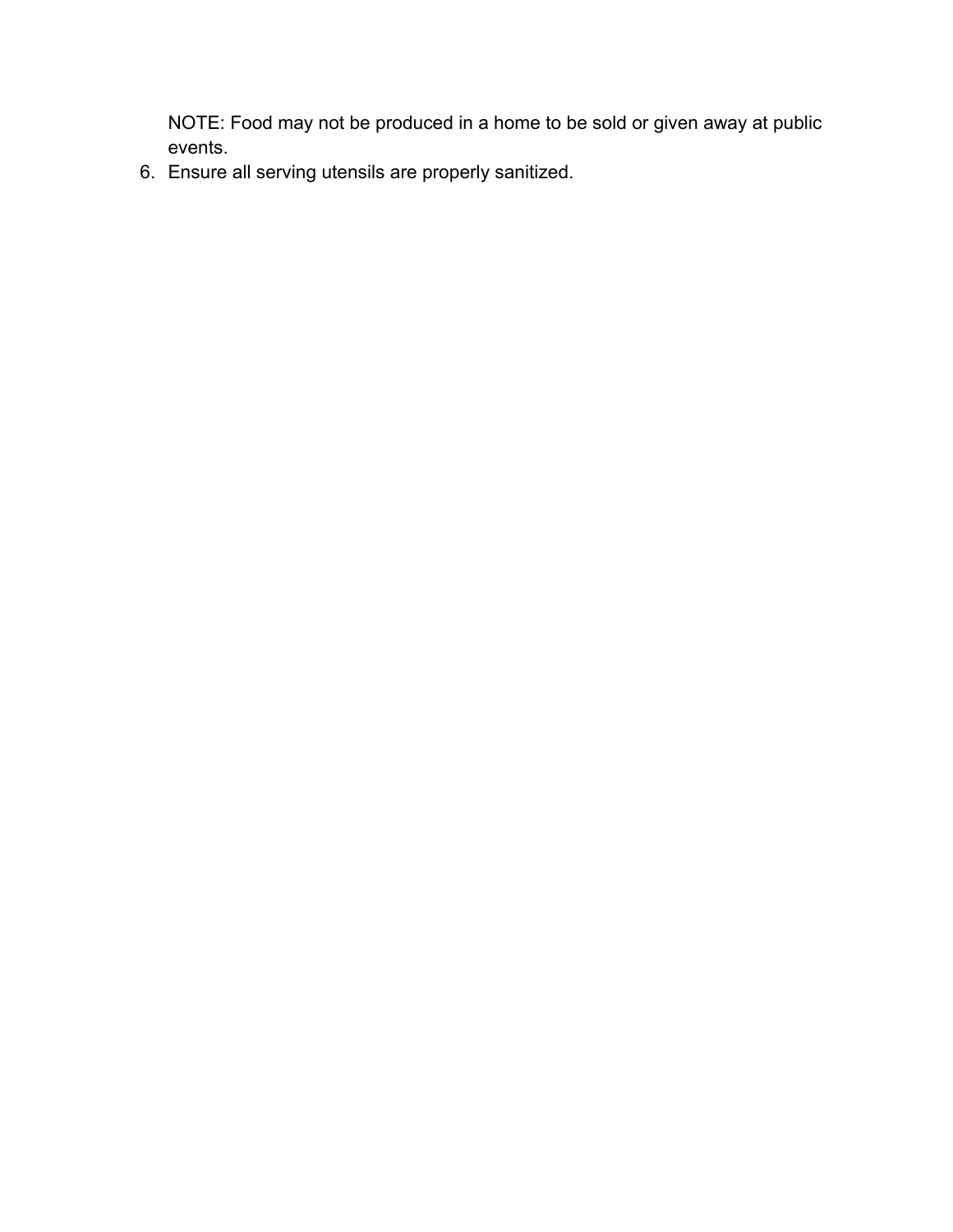NOTE: Food may not be produced in a home to be sold or given away at public events.

6. Ensure all serving utensils are properly sanitized.